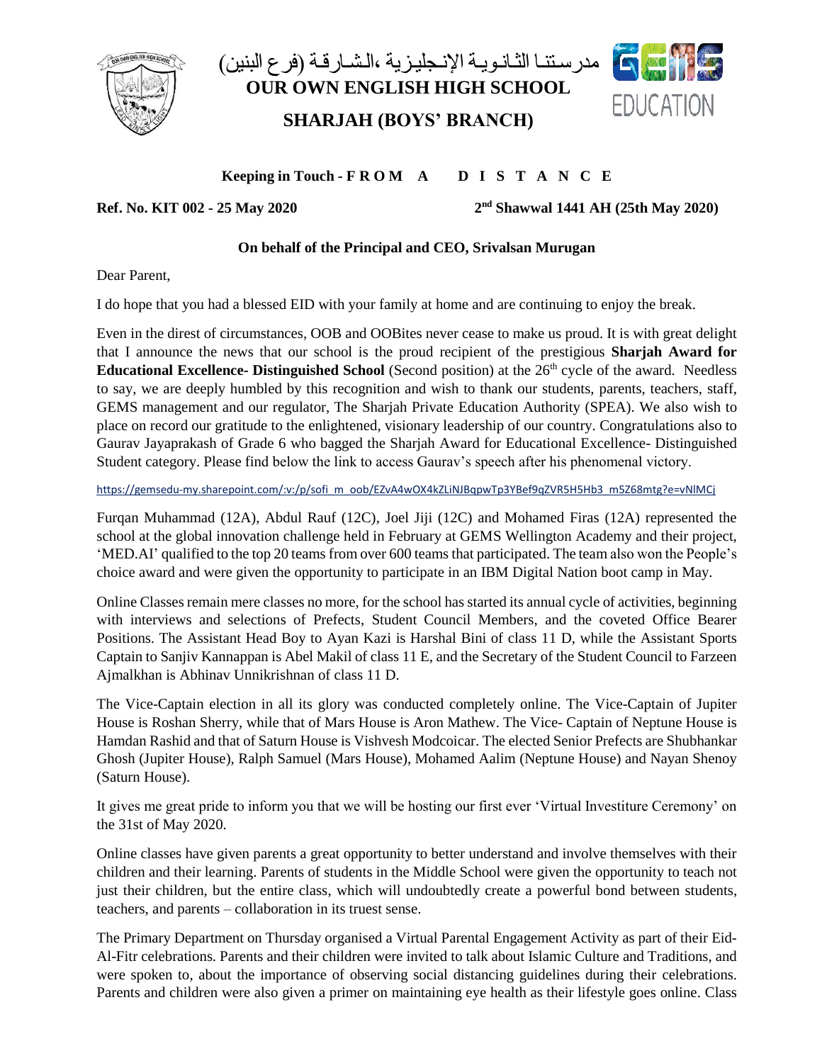مدرستنا الثانوية الإنجليزية ،الشارقة (فرع البنين)

# OUR OWN ENGLISH HIGH SCHOOL

## SHARJAH (BOYS' BRANCH)

**Keeping in Touch - F R O M A D I S T A N C E**

**Ref. No. KIT 002 - 25 May 2020** **2nd Shawwal 1441 AH (25th May 2020)**

**On behalf of the Principal and CEO, Srivalsan Murugan**

Dear Parent,

I do hope that you had a blessed EID with your family at home and are continuing to enjoy the break.

Even in the direst of circumstances, OOB and OOBites never cease to make us proud. It is with great delight that I announce the news that our school is the proud recipient of the prestigious **Sharjah Award for Educational Excellence- Distinguished School** (Second position) at the 26th cycle of the award. Needless to say, we are deeply humbled by this recognition and wish to thank our students, parents, teachers, staff, GEMS management and our regulator, The Sharjah Private Education Authority (SPEA). We also wish to place on record our gratitude to the enlightened, visionary leadership of our country. Congratulations also to Gaurav Jayaprakash of Grade 6 who bagged the Sharjah Award for Educational Excellence- Distinguished Student category. Please find below the link to access Gaurav's speech after his phenomenal victory.

https://gemsedu-my.sharepoint.com/:v:/p/sofi_m_oob/EZvA4wOX4kZLiNJBqpwTp3YBef9qZVR5H5Hb3_m5Z68mtg?e=vNlMCj

Furqan Muhammad (12A), Abdul Rauf (12C), Joel Jiji (12C) and Mohamed Firas (12A) represented the school at the global innovation challenge held in February at GEMS Wellington Academy and their project, 'MED.AI' qualified to the top 20 teams from over 600 teams that participated. The team also won the People's choice award and were given the opportunity to participate in an IBM Digital Nation boot camp in May.

Online Classes remain mere classes no more, for the school has started its annual cycle of activities, beginning with interviews and selections of Prefects, Student Council Members, and the coveted Office Bearer Positions. The Assistant Head Boy to Ayan Kazi is Harshal Bini of class 11 D, while the Assistant Sports Captain to Sanjiv Kannappan is Abel Makil of class 11 E, and the Secretary of the Student Council to Farzeen Ajmalkhan is Abhinav Unnikrishnan of class 11 D.

The Vice-Captain election in all its glory was conducted completely online. The Vice-Captain of Jupiter House is Roshan Sherry, while that of Mars House is Aron Mathew. The Vice- Captain of Neptune House is Hamdan Rashid and that of Saturn House is Vishvesh Modcoicar. The elected Senior Prefects are Shubhankar Ghosh (Jupiter House), Ralph Samuel (Mars House), Mohamed Aalim (Neptune House) and Nayan Shenoy (Saturn House).

It gives me great pride to inform you that we will be hosting our first ever 'Virtual Investiture Ceremony' on the 31st of May 2020.

Online classes have given parents a great opportunity to better understand and involve themselves with their children and their learning. Parents of students in the Middle School were given the opportunity to teach not just their children, but the entire class, which will undoubtedly create a powerful bond between students, teachers, and parents – collaboration in its truest sense.

The Primary Department on Thursday organised a Virtual Parental Engagement Activity as part of their Eid-Al-Fitr celebrations. Parents and their children were invited to talk about Islamic Culture and Traditions, and were spoken to, about the importance of observing social distancing guidelines during their celebrations. Parents and children were also given a primer on maintaining eye health as their lifestyle goes online. Class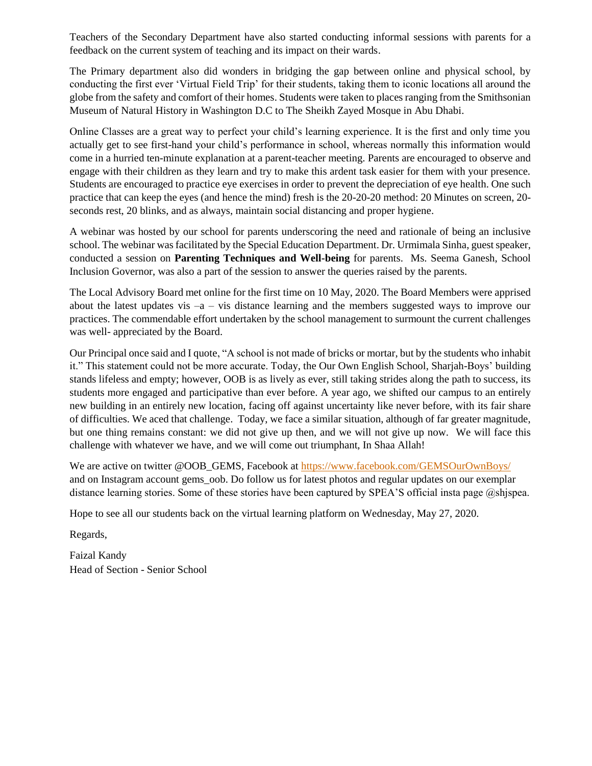Teachers of the Secondary Department have also started conducting informal sessions with parents for a feedback on the current system of teaching and its impact on their wards.

The Primary department also did wonders in bridging the gap between online and physical school, by conducting the first ever 'Virtual Field Trip' for their students, taking them to iconic locations all around the globe from the safety and comfort of their homes. Students were taken to places ranging from the Smithsonian Museum of Natural History in Washington D.C to The Sheikh Zayed Mosque in Abu Dhabi.

Online Classes are a great way to perfect your child's learning experience. It is the first and only time you actually get to see first-hand your child's performance in school, whereas normally this information would come in a hurried ten-minute explanation at a parent-teacher meeting. Parents are encouraged to observe and engage with their children as they learn and try to make this ardent task easier for them with your presence. Students are encouraged to practice eye exercises in order to prevent the depreciation of eye health. One such practice that can keep the eyes (and hence the mind) fresh is the 20-20-20 method: 20 Minutes on screen, 20-seconds rest, 20 blinks, and as always, maintain social distancing and proper hygiene.

A webinar was hosted by our school for parents underscoring the need and rationale of being an inclusive school. The webinar was facilitated by the Special Education Department. Dr. Urmimala Sinha, guest speaker, conducted a session on **Parenting Techniques and Well-being** for parents. Ms. Seema Ganesh, School Inclusion Governor, was also a part of the session to answer the queries raised by the parents.

The Local Advisory Board met online for the first time on 10 May, 2020. The Board Members were apprised about the latest updates vis –a – vis distance learning and the members suggested ways to improve our practices. The commendable effort undertaken by the school management to surmount the current challenges was well- appreciated by the Board.

Our Principal once said and I quote, "A school is not made of bricks or mortar, but by the students who inhabit it." This statement could not be more accurate. Today, the Our Own English School, Sharjah-Boys' building stands lifeless and empty; however, OOB is as lively as ever, still taking strides along the path to success, its students more engaged and participative than ever before. A year ago, we shifted our campus to an entirely new building in an entirely new location, facing off against uncertainty like never before, with its fair share of difficulties. We aced that challenge. Today, we face a similar situation, although of far greater magnitude, but one thing remains constant: we did not give up then, and we will not give up now. We will face this challenge with whatever we have, and we will come out triumphant, In Shaa Allah!

We are active on twitter @OOB_GEMS, Facebook at https://www.facebook.com/GEMSOurOwnBoys/ and on Instagram account gems_oob. Do follow us for latest photos and regular updates on our exemplar distance learning stories. Some of these stories have been captured by SPEA'S official insta page @shjspea.

Hope to see all our students back on the virtual learning platform on Wednesday, May 27, 2020.

Regards,

Faizal Kandy  
Head of Section - Senior School